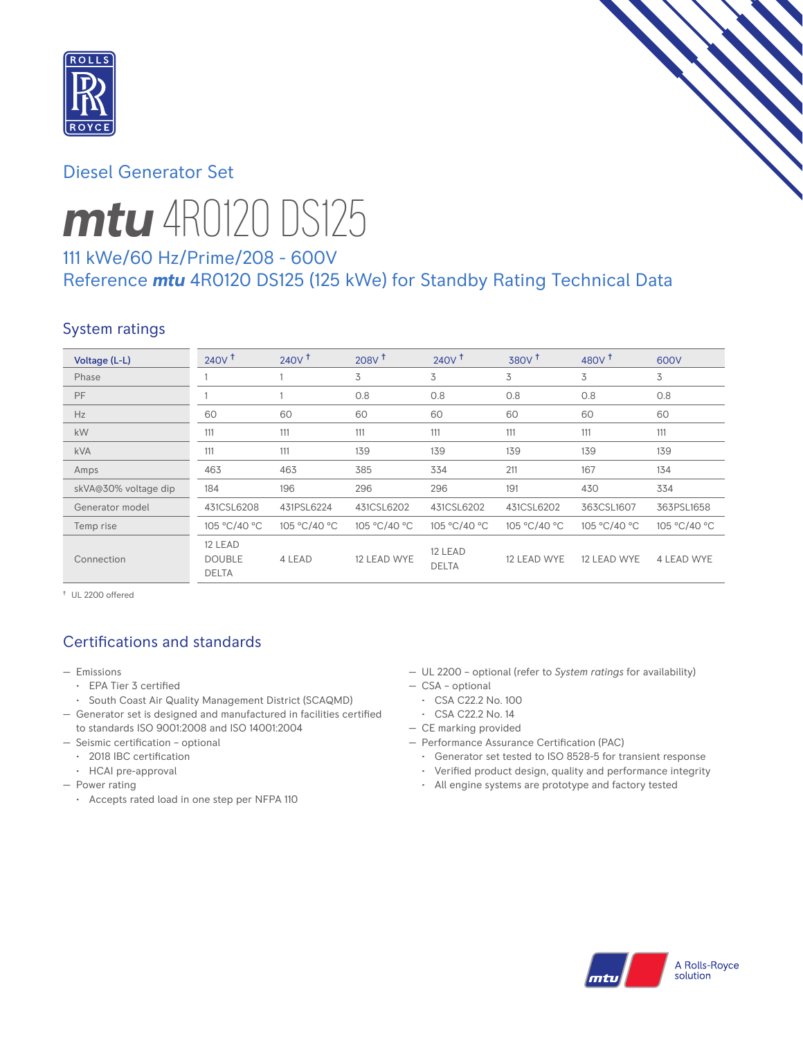# Diesel Generator Set

# *mtu* 4R0120 DS125

## 111 kWe/60 Hz/Prime/208 - 600V
## Reference *mtu* 4R0120 DS125 (125 kWe) for Standby Rating Technical Data

### System ratings

| Voltage (L-L) | 240V † | 240V † | 208V † | 240V † | 380V † | 480V † | 600V |
|---|---|---|---|---|---|---|---|
| Phase | 1 | 1 | 3 | 3 | 3 | 3 | 3 |
| PF | 1 | 1 | 0.8 | 0.8 | 0.8 | 0.8 | 0.8 |
| Hz | 60 | 60 | 60 | 60 | 60 | 60 | 60 |
| kW | 111 | 111 | 111 | 111 | 111 | 111 | 111 |
| kVA | 111 | 111 | 139 | 139 | 139 | 139 | 139 |
| Amps | 463 | 463 | 385 | 334 | 211 | 167 | 134 |
| skVA@30% voltage dip | 184 | 196 | 296 | 296 | 191 | 430 | 334 |
| Generator model | 431CSL6208 | 431PSL6224 | 431CSL6202 | 431CSL6202 | 431CSL6202 | 363CSL1607 | 363PSL1658 |
| Temp rise | 105 °C/40 °C | 105 °C/40 °C | 105 °C/40 °C | 105 °C/40 °C | 105 °C/40 °C | 105 °C/40 °C | 105 °C/40 °C |
| Connection | 12 LEAD DOUBLE DELTA | 4 LEAD | 12 LEAD WYE | 12 LEAD DELTA | 12 LEAD WYE | 12 LEAD WYE | 4 LEAD WYE |

† UL 2200 offered

### Certifications and standards

- Emissions
  - EPA Tier 3 certified
  - South Coast Air Quality Management District (SCAQMD)
- Generator set is designed and manufactured in facilities certified to standards ISO 9001:2008 and ISO 14001:2004
- Seismic certification – optional
  - 2018 IBC certification
  - HCAI pre-approval
- Power rating
  - Accepts rated load in one step per NFPA 110
- UL 2200 – optional (refer to *System ratings* for availability)
- CSA – optional
  - CSA C22.2 No. 100
  - CSA C22.2 No. 14
- CE marking provided
- Performance Assurance Certification (PAC)
  - Generator set tested to ISO 8528-5 for transient response
  - Verified product design, quality and performance integrity
  - All engine systems are prototype and factory tested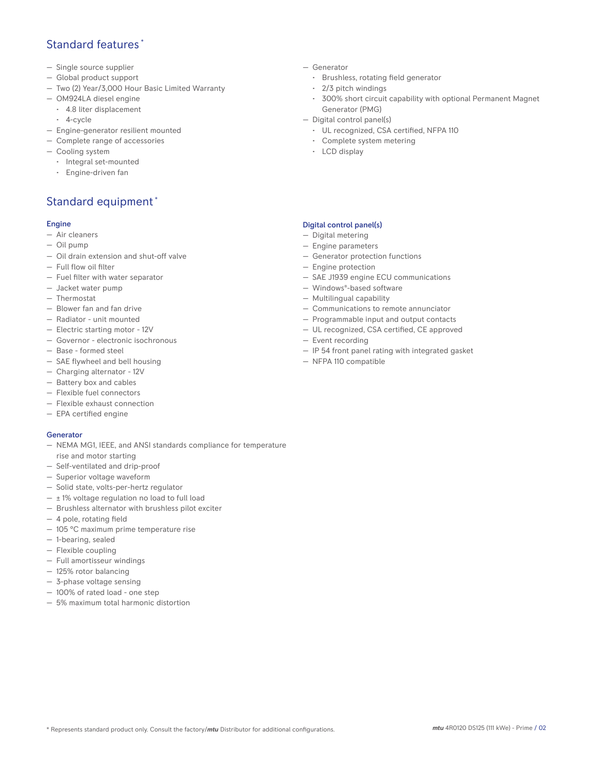## Standard features *

- Single source supplier
- Global product support
- Two (2) Year/3,000 Hour Basic Limited Warranty
- OM924LA diesel engine
  - 4.8 liter displacement
  - 4-cycle
- Engine-generator resilient mounted
- Complete range of accessories
- Cooling system
  - Integral set-mounted
  - Engine-driven fan
- Generator
  - Brushless, rotating field generator
  - 2/3 pitch windings
  - 300% short circuit capability with optional Permanent Magnet Generator (PMG)
- Digital control panel(s)
  - UL recognized, CSA certified, NFPA 110
  - Complete system metering
  - LCD display

## Standard equipment *

### Engine

- Air cleaners
- Oil pump
- Oil drain extension and shut-off valve
- Full flow oil filter
- Fuel filter with water separator
- Jacket water pump
- Thermostat
- Blower fan and fan drive
- Radiator - unit mounted
- Electric starting motor - 12V
- Governor - electronic isochronous
- Base - formed steel
- SAE flywheel and bell housing
- Charging alternator - 12V
- Battery box and cables
- Flexible fuel connectors
- Flexible exhaust connection
- EPA certified engine

### Generator

- NEMA MG1, IEEE, and ANSI standards compliance for temperature rise and motor starting
- Self-ventilated and drip-proof
- Superior voltage waveform
- Solid state, volts-per-hertz regulator
- ± 1% voltage regulation no load to full load
- Brushless alternator with brushless pilot exciter
- 4 pole, rotating field
- 105 °C maximum prime temperature rise
- 1-bearing, sealed
- Flexible coupling
- Full amortisseur windings
- 125% rotor balancing
- 3-phase voltage sensing
- 100% of rated load - one step
- 5% maximum total harmonic distortion

### Digital control panel(s)

- Digital metering
- Engine parameters
- Generator protection functions
- Engine protection
- SAE J1939 engine ECU communications
- Windows®-based software
- Multilingual capability
- Communications to remote annunciator
- Programmable input and output contacts
- UL recognized, CSA certified, CE approved
- Event recording
- IP 54 front panel rating with integrated gasket
- NFPA 110 compatible

* Represents standard product only. Consult the factory/*mtu* Distributor for additional configurations.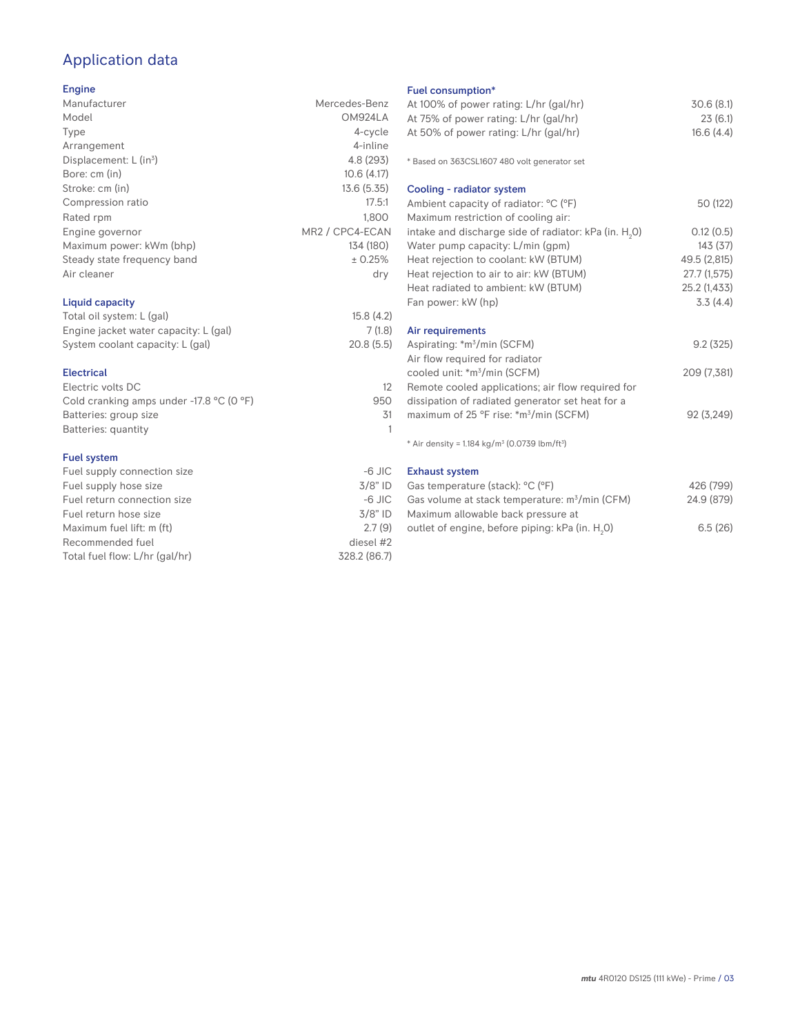# Application data

## Engine

| | |
|---|---|
| Manufacturer | Mercedes-Benz |
| Model | OM924LA |
| Type | 4-cycle |
| Arrangement | 4-inline |
| Displacement: L (in$^3$) | 4.8 (293) |
| Bore: cm (in) | 10.6 (4.17) |
| Stroke: cm (in) | 13.6 (5.35) |
| Compression ratio | 17.5:1 |
| Rated rpm | 1,800 |
| Engine governor | MR2 / CPC4-ECAN |
| Maximum power: kWm (bhp) | 134 (180) |
| Steady state frequency band | ± 0.25% |
| Air cleaner | dry |

## Liquid capacity

| | |
|---|---|
| Total oil system: L (gal) | 15.8 (4.2) |
| Engine jacket water capacity: L (gal) | 7 (1.8) |
| System coolant capacity: L (gal) | 20.8 (5.5) |

## Electrical

| | |
|---|---|
| Electric volts DC | 12 |
| Cold cranking amps under -17.8 °C (0 °F) | 950 |
| Batteries: group size | 31 |
| Batteries: quantity | 1 |

## Fuel system

| | |
|---|---|
| Fuel supply connection size | -6 JIC |
| Fuel supply hose size | 3/8" ID |
| Fuel return connection size | -6 JIC |
| Fuel return hose size | 3/8" ID |
| Maximum fuel lift: m (ft) | 2.7 (9) |
| Recommended fuel | diesel #2 |
| Total fuel flow: L/hr (gal/hr) | 328.2 (86.7) |

## Fuel consumption*

| | |
|---|---|
| At 100% of power rating: L/hr (gal/hr) | 30.6 (8.1) |
| At 75% of power rating: L/hr (gal/hr) | 23 (6.1) |
| At 50% of power rating: L/hr (gal/hr) | 16.6 (4.4) |

* Based on 363CSL1607 480 volt generator set

## Cooling - radiator system

| | |
|---|---|
| Ambient capacity of radiator: °C (°F) | 50 (122) |
| Maximum restriction of cooling air: intake and discharge side of radiator: kPa (in. $H_2O$) | 0.12 (0.5) |
| Water pump capacity: L/min (gpm) | 143 (37) |
| Heat rejection to coolant: kW (BTUM) | 49.5 (2,815) |
| Heat rejection to air to air: kW (BTUM) | 27.7 (1,575) |
| Heat radiated to ambient: kW (BTUM) | 25.2 (1,433) |
| Fan power: kW (hp) | 3.3 (4.4) |

## Air requirements

| | |
|---|---|
| Aspirating: *m$^3$/min (SCFM) | 9.2 (325) |
| Air flow required for radiator cooled unit: *m$^3$/min (SCFM) | 209 (7,381) |
| Remote cooled applications; air flow required for dissipation of radiated generator set heat for a maximum of 25 °F rise: *m$^3$/min (SCFM) | 92 (3,249) |

* Air density = 1.184 kg/m$^3$ (0.0739 lbm/ft$^3$)

## Exhaust system

| | |
|---|---|
| Gas temperature (stack): °C (°F) | 426 (799) |
| Gas volume at stack temperature: m$^3$/min (CFM) | 24.9 (879) |
| Maximum allowable back pressure at outlet of engine, before piping: kPa (in. $H_2O$) | 6.5 (26) |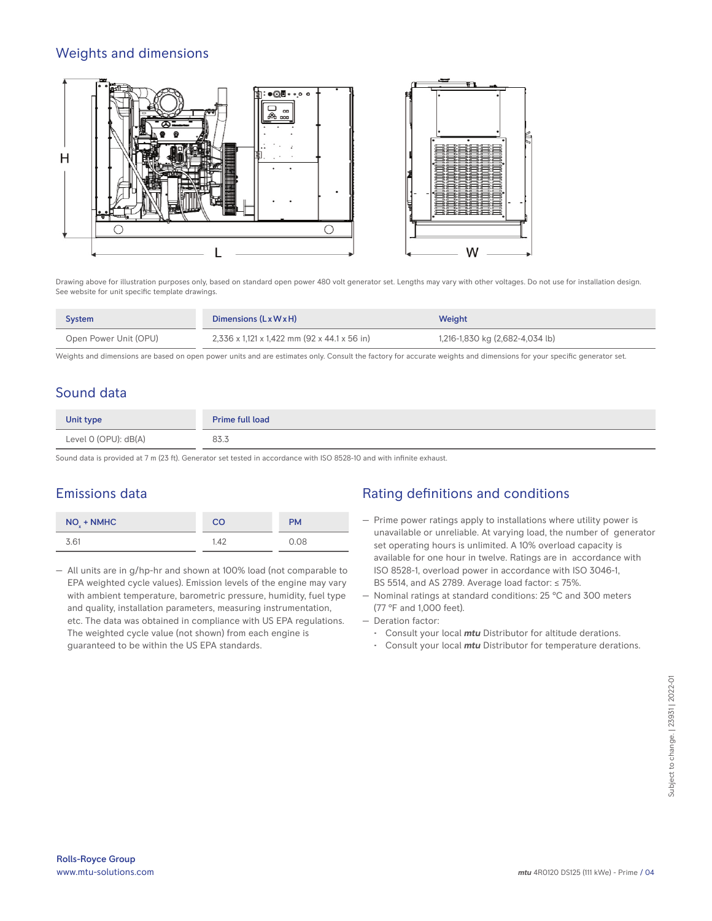## Weights and dimensions

H

L

W

Drawing above for illustration purposes only, based on standard open power 480 volt generator set. Lengths may vary with other voltages. Do not use for installation design. See website for unit specific template drawings.

| System | Dimensions (L x W x H) | Weight |
|---|---|---|
| Open Power Unit (OPU) | 2,336 x 1,121 x 1,422 mm (92 x 44.1 x 56 in) | 1,216-1,830 kg (2,682-4,034 lb) |

Weights and dimensions are based on open power units and are estimates only. Consult the factory for accurate weights and dimensions for your specific generator set.

## Sound data

| Unit type | Prime full load |
|---|---|
| Level 0 (OPU): dB(A) | 83.3 |

Sound data is provided at 7 m (23 ft). Generator set tested in accordance with ISO 8528-10 and with infinite exhaust.

## Emissions data

| $NO_x$ + NMHC | CO | PM |
|---|---|---|
| 3.61 | 1.42 | 0.08 |

- All units are in g/hp-hr and shown at 100% load (not comparable to EPA weighted cycle values). Emission levels of the engine may vary with ambient temperature, barometric pressure, humidity, fuel type and quality, installation parameters, measuring instrumentation, etc. The data was obtained in compliance with US EPA regulations. The weighted cycle value (not shown) from each engine is guaranteed to be within the US EPA standards.

## Rating definitions and conditions

- Prime power ratings apply to installations where utility power is unavailable or unreliable. At varying load, the number of generator set operating hours is unlimited. A 10% overload capacity is available for one hour in twelve. Ratings are in accordance with ISO 8528-1, overload power in accordance with ISO 3046-1, BS 5514, and AS 2789. Average load factor: ≤ 75%.
- Nominal ratings at standard conditions: 25 °C and 300 meters (77 °F and 1,000 feet).
- Deration factor:
  - Consult your local ***mtu*** Distributor for altitude derations.
  - Consult your local ***mtu*** Distributor for temperature derations.

Subject to change. | 23931 | 2022-01

Rolls-Royce Group
www.mtu-solutions.com

***mtu*** 4R0120 DS125 (111 kWe) - Prime